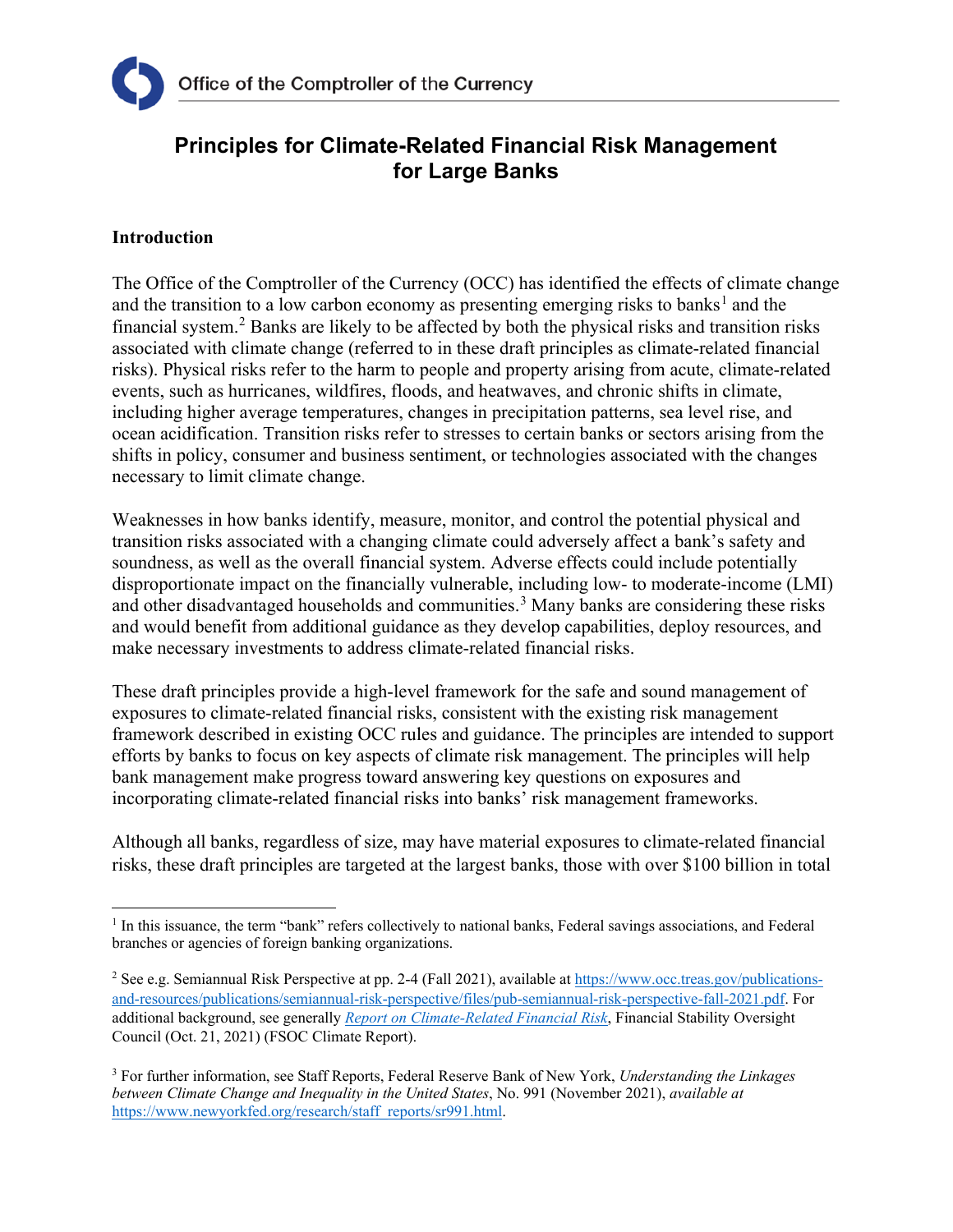Office of the Comptroller of the Currency

# Principles for Climate-Related Financial Risk Management for Large Banks

## Introduction

The Office of the Comptroller of the Currency (OCC) has identified the effects of climate change and the transition to a low carbon economy as presenting emerging risks to banks[1] and the financial system.[2] Banks are likely to be affected by both the physical risks and transition risks associated with climate change (referred to in these draft principles as climate-related financial risks). Physical risks refer to the harm to people and property arising from acute, climate-related events, such as hurricanes, wildfires, floods, and heatwaves, and chronic shifts in climate, including higher average temperatures, changes in precipitation patterns, sea level rise, and ocean acidification. Transition risks refer to stresses to certain banks or sectors arising from the shifts in policy, consumer and business sentiment, or technologies associated with the changes necessary to limit climate change.

Weaknesses in how banks identify, measure, monitor, and control the potential physical and transition risks associated with a changing climate could adversely affect a bank's safety and soundness, as well as the overall financial system. Adverse effects could include potentially disproportionate impact on the financially vulnerable, including low- to moderate-income (LMI) and other disadvantaged households and communities.[3] Many banks are considering these risks and would benefit from additional guidance as they develop capabilities, deploy resources, and make necessary investments to address climate-related financial risks.

These draft principles provide a high-level framework for the safe and sound management of exposures to climate-related financial risks, consistent with the existing risk management framework described in existing OCC rules and guidance. The principles are intended to support efforts by banks to focus on key aspects of climate risk management. The principles will help bank management make progress toward answering key questions on exposures and incorporating climate-related financial risks into banks' risk management frameworks.

Although all banks, regardless of size, may have material exposures to climate-related financial risks, these draft principles are targeted at the largest banks, those with over $100 billion in total

---

[1] In this issuance, the term "bank" refers collectively to national banks, Federal savings associations, and Federal branches or agencies of foreign banking organizations.

[2] See e.g. Semiannual Risk Perspective at pp. 2-4 (Fall 2021), available at https://www.occ.treas.gov/publications-and-resources/publications/semiannual-risk-perspective/files/pub-semiannual-risk-perspective-fall-2021.pdf. For additional background, see generally *Report on Climate-Related Financial Risk*, Financial Stability Oversight Council (Oct. 21, 2021) (FSOC Climate Report).

[3] For further information, see Staff Reports, Federal Reserve Bank of New York, *Understanding the Linkages between Climate Change and Inequality in the United States*, No. 991 (November 2021), *available at* https://www.newyorkfed.org/research/staff_reports/sr991.html.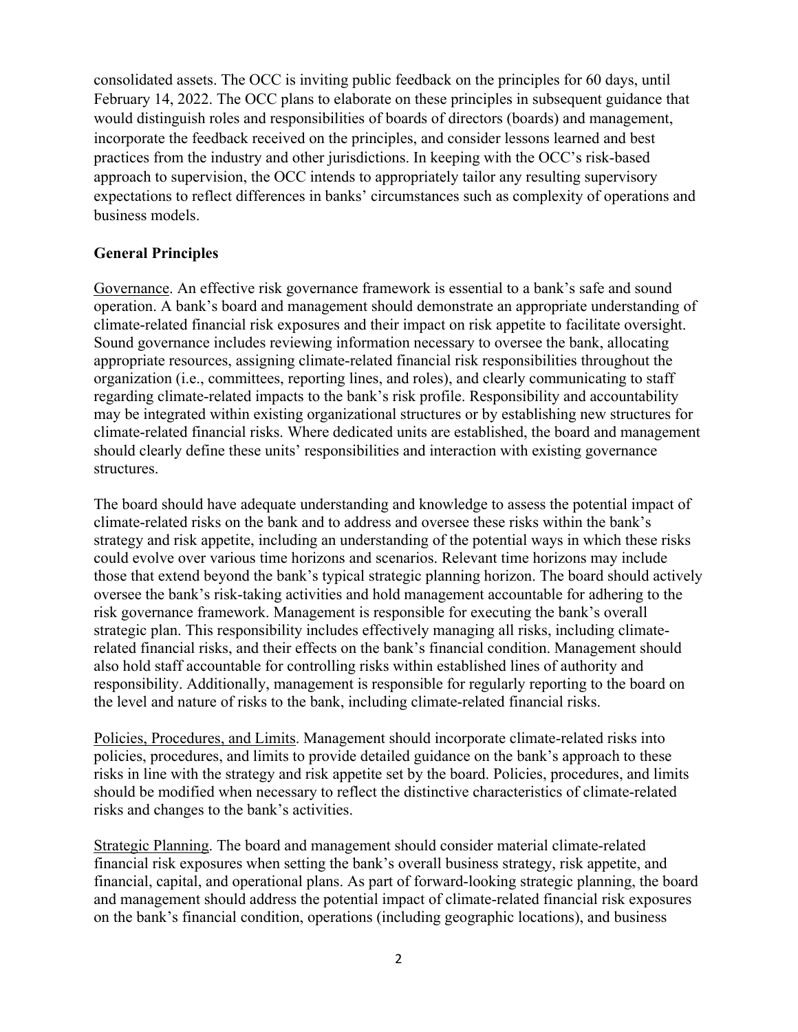consolidated assets. The OCC is inviting public feedback on the principles for 60 days, until February 14, 2022. The OCC plans to elaborate on these principles in subsequent guidance that would distinguish roles and responsibilities of boards of directors (boards) and management, incorporate the feedback received on the principles, and consider lessons learned and best practices from the industry and other jurisdictions. In keeping with the OCC's risk-based approach to supervision, the OCC intends to appropriately tailor any resulting supervisory expectations to reflect differences in banks' circumstances such as complexity of operations and business models.

## General Principles

Governance. An effective risk governance framework is essential to a bank's safe and sound operation. A bank's board and management should demonstrate an appropriate understanding of climate-related financial risk exposures and their impact on risk appetite to facilitate oversight. Sound governance includes reviewing information necessary to oversee the bank, allocating appropriate resources, assigning climate-related financial risk responsibilities throughout the organization (i.e., committees, reporting lines, and roles), and clearly communicating to staff regarding climate-related impacts to the bank's risk profile. Responsibility and accountability may be integrated within existing organizational structures or by establishing new structures for climate-related financial risks. Where dedicated units are established, the board and management should clearly define these units' responsibilities and interaction with existing governance structures.

The board should have adequate understanding and knowledge to assess the potential impact of climate-related risks on the bank and to address and oversee these risks within the bank's strategy and risk appetite, including an understanding of the potential ways in which these risks could evolve over various time horizons and scenarios. Relevant time horizons may include those that extend beyond the bank's typical strategic planning horizon. The board should actively oversee the bank's risk-taking activities and hold management accountable for adhering to the risk governance framework. Management is responsible for executing the bank's overall strategic plan. This responsibility includes effectively managing all risks, including climate-related financial risks, and their effects on the bank's financial condition. Management should also hold staff accountable for controlling risks within established lines of authority and responsibility. Additionally, management is responsible for regularly reporting to the board on the level and nature of risks to the bank, including climate-related financial risks.

Policies, Procedures, and Limits. Management should incorporate climate-related risks into policies, procedures, and limits to provide detailed guidance on the bank's approach to these risks in line with the strategy and risk appetite set by the board. Policies, procedures, and limits should be modified when necessary to reflect the distinctive characteristics of climate-related risks and changes to the bank's activities.

Strategic Planning. The board and management should consider material climate-related financial risk exposures when setting the bank's overall business strategy, risk appetite, and financial, capital, and operational plans. As part of forward-looking strategic planning, the board and management should address the potential impact of climate-related financial risk exposures on the bank's financial condition, operations (including geographic locations), and business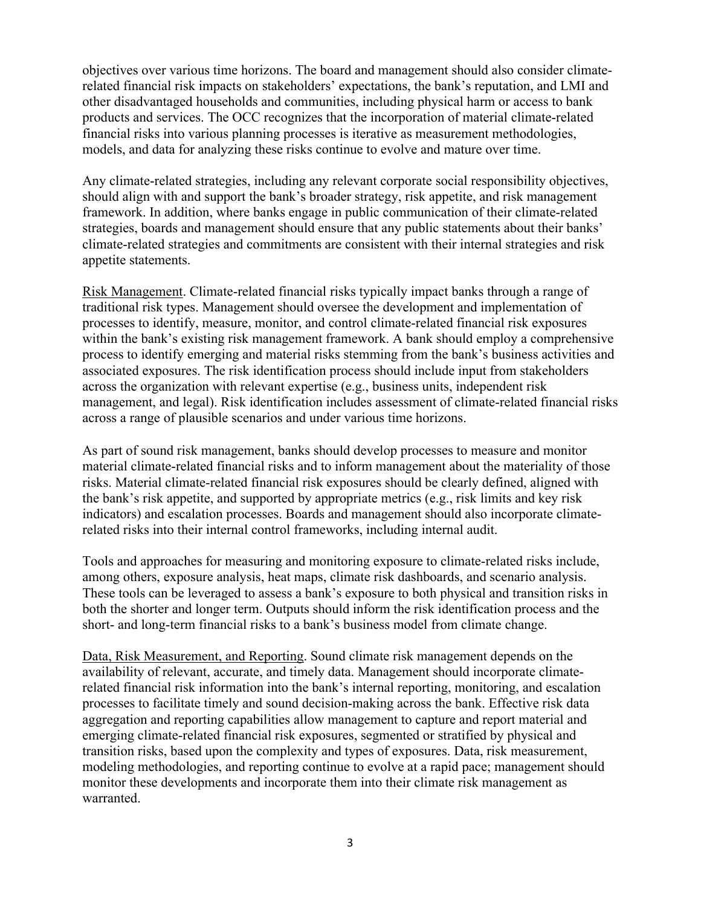objectives over various time horizons. The board and management should also consider climate-related financial risk impacts on stakeholders' expectations, the bank's reputation, and LMI and other disadvantaged households and communities, including physical harm or access to bank products and services. The OCC recognizes that the incorporation of material climate-related financial risks into various planning processes is iterative as measurement methodologies, models, and data for analyzing these risks continue to evolve and mature over time.

Any climate-related strategies, including any relevant corporate social responsibility objectives, should align with and support the bank's broader strategy, risk appetite, and risk management framework. In addition, where banks engage in public communication of their climate-related strategies, boards and management should ensure that any public statements about their banks' climate-related strategies and commitments are consistent with their internal strategies and risk appetite statements.

Risk Management. Climate-related financial risks typically impact banks through a range of traditional risk types. Management should oversee the development and implementation of processes to identify, measure, monitor, and control climate-related financial risk exposures within the bank's existing risk management framework. A bank should employ a comprehensive process to identify emerging and material risks stemming from the bank's business activities and associated exposures. The risk identification process should include input from stakeholders across the organization with relevant expertise (e.g., business units, independent risk management, and legal). Risk identification includes assessment of climate-related financial risks across a range of plausible scenarios and under various time horizons.

As part of sound risk management, banks should develop processes to measure and monitor material climate-related financial risks and to inform management about the materiality of those risks. Material climate-related financial risk exposures should be clearly defined, aligned with the bank's risk appetite, and supported by appropriate metrics (e.g., risk limits and key risk indicators) and escalation processes. Boards and management should also incorporate climate-related risks into their internal control frameworks, including internal audit.

Tools and approaches for measuring and monitoring exposure to climate-related risks include, among others, exposure analysis, heat maps, climate risk dashboards, and scenario analysis. These tools can be leveraged to assess a bank's exposure to both physical and transition risks in both the shorter and longer term. Outputs should inform the risk identification process and the short- and long-term financial risks to a bank's business model from climate change.

Data, Risk Measurement, and Reporting. Sound climate risk management depends on the availability of relevant, accurate, and timely data. Management should incorporate climate-related financial risk information into the bank's internal reporting, monitoring, and escalation processes to facilitate timely and sound decision-making across the bank. Effective risk data aggregation and reporting capabilities allow management to capture and report material and emerging climate-related financial risk exposures, segmented or stratified by physical and transition risks, based upon the complexity and types of exposures. Data, risk measurement, modeling methodologies, and reporting continue to evolve at a rapid pace; management should monitor these developments and incorporate them into their climate risk management as warranted.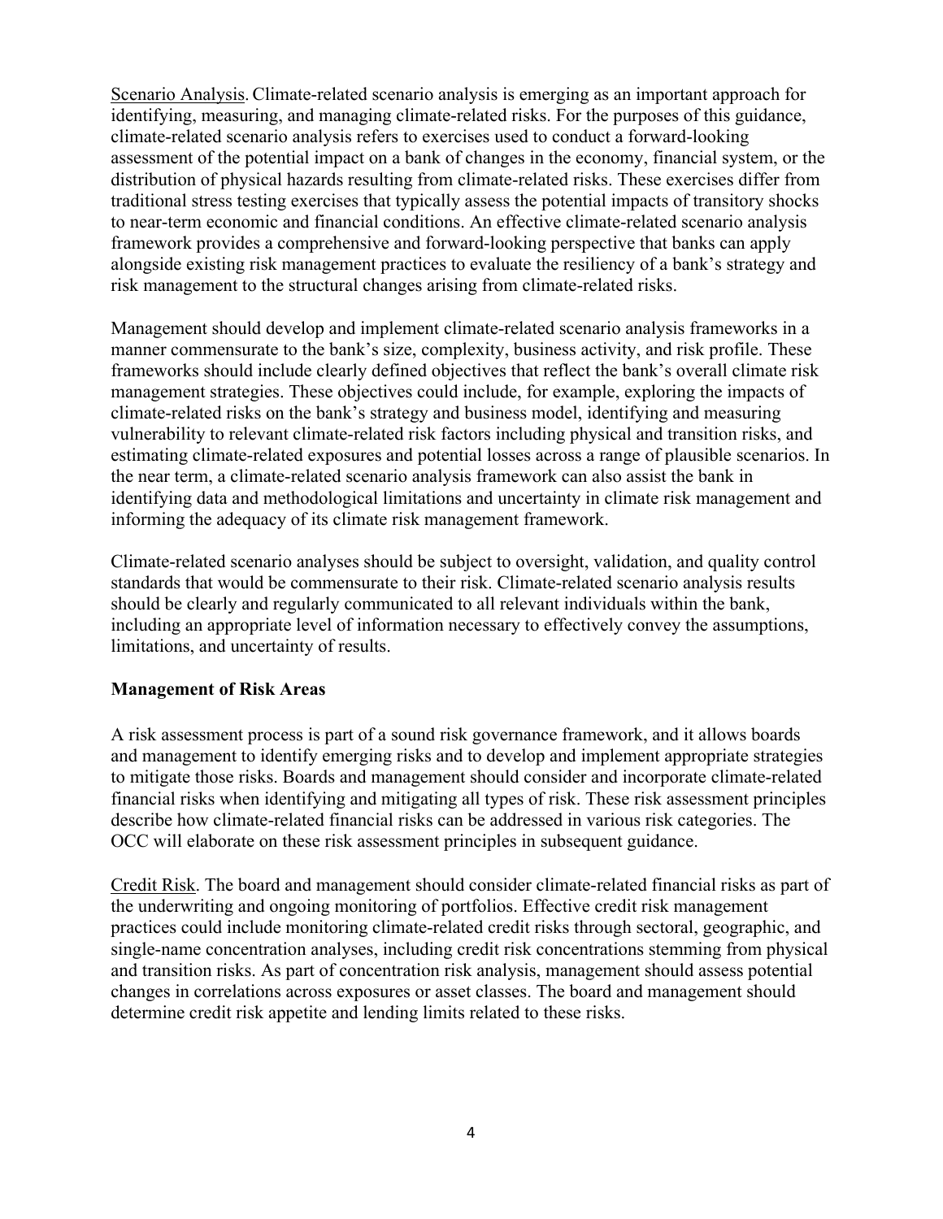<u>Scenario Analysis</u>. Climate-related scenario analysis is emerging as an important approach for identifying, measuring, and managing climate-related risks. For the purposes of this guidance, climate-related scenario analysis refers to exercises used to conduct a forward-looking assessment of the potential impact on a bank of changes in the economy, financial system, or the distribution of physical hazards resulting from climate-related risks. These exercises differ from traditional stress testing exercises that typically assess the potential impacts of transitory shocks to near-term economic and financial conditions. An effective climate-related scenario analysis framework provides a comprehensive and forward-looking perspective that banks can apply alongside existing risk management practices to evaluate the resiliency of a bank's strategy and risk management to the structural changes arising from climate-related risks.

Management should develop and implement climate-related scenario analysis frameworks in a manner commensurate to the bank's size, complexity, business activity, and risk profile. These frameworks should include clearly defined objectives that reflect the bank's overall climate risk management strategies. These objectives could include, for example, exploring the impacts of climate-related risks on the bank's strategy and business model, identifying and measuring vulnerability to relevant climate-related risk factors including physical and transition risks, and estimating climate-related exposures and potential losses across a range of plausible scenarios. In the near term, a climate-related scenario analysis framework can also assist the bank in identifying data and methodological limitations and uncertainty in climate risk management and informing the adequacy of its climate risk management framework.

Climate-related scenario analyses should be subject to oversight, validation, and quality control standards that would be commensurate to their risk. Climate-related scenario analysis results should be clearly and regularly communicated to all relevant individuals within the bank, including an appropriate level of information necessary to effectively convey the assumptions, limitations, and uncertainty of results.

**Management of Risk Areas**

A risk assessment process is part of a sound risk governance framework, and it allows boards and management to identify emerging risks and to develop and implement appropriate strategies to mitigate those risks. Boards and management should consider and incorporate climate-related financial risks when identifying and mitigating all types of risk. These risk assessment principles describe how climate-related financial risks can be addressed in various risk categories. The OCC will elaborate on these risk assessment principles in subsequent guidance.

<u>Credit Risk</u>. The board and management should consider climate-related financial risks as part of the underwriting and ongoing monitoring of portfolios. Effective credit risk management practices could include monitoring climate-related credit risks through sectoral, geographic, and single-name concentration analyses, including credit risk concentrations stemming from physical and transition risks. As part of concentration risk analysis, management should assess potential changes in correlations across exposures or asset classes. The board and management should determine credit risk appetite and lending limits related to these risks.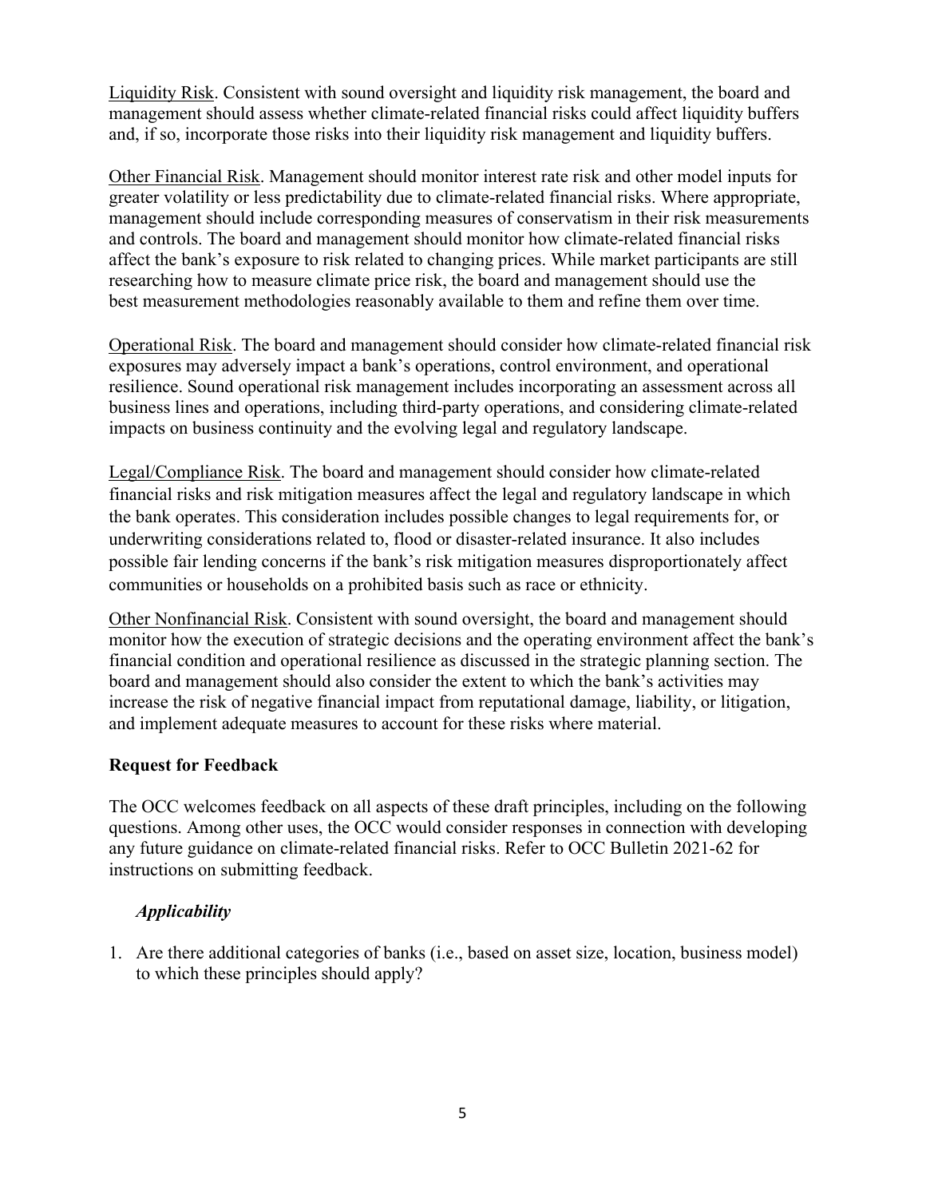Liquidity Risk. Consistent with sound oversight and liquidity risk management, the board and management should assess whether climate-related financial risks could affect liquidity buffers and, if so, incorporate those risks into their liquidity risk management and liquidity buffers.

Other Financial Risk. Management should monitor interest rate risk and other model inputs for greater volatility or less predictability due to climate-related financial risks. Where appropriate, management should include corresponding measures of conservatism in their risk measurements and controls. The board and management should monitor how climate-related financial risks affect the bank's exposure to risk related to changing prices. While market participants are still researching how to measure climate price risk, the board and management should use the best measurement methodologies reasonably available to them and refine them over time.

Operational Risk. The board and management should consider how climate-related financial risk exposures may adversely impact a bank's operations, control environment, and operational resilience. Sound operational risk management includes incorporating an assessment across all business lines and operations, including third-party operations, and considering climate-related impacts on business continuity and the evolving legal and regulatory landscape.

Legal/Compliance Risk. The board and management should consider how climate-related financial risks and risk mitigation measures affect the legal and regulatory landscape in which the bank operates. This consideration includes possible changes to legal requirements for, or underwriting considerations related to, flood or disaster-related insurance. It also includes possible fair lending concerns if the bank's risk mitigation measures disproportionately affect communities or households on a prohibited basis such as race or ethnicity.

Other Nonfinancial Risk. Consistent with sound oversight, the board and management should monitor how the execution of strategic decisions and the operating environment affect the bank's financial condition and operational resilience as discussed in the strategic planning section. The board and management should also consider the extent to which the bank's activities may increase the risk of negative financial impact from reputational damage, liability, or litigation, and implement adequate measures to account for these risks where material.

## Request for Feedback

The OCC welcomes feedback on all aspects of these draft principles, including on the following questions. Among other uses, the OCC would consider responses in connection with developing any future guidance on climate-related financial risks. Refer to OCC Bulletin 2021-62 for instructions on submitting feedback.

### *Applicability*

1. Are there additional categories of banks (i.e., based on asset size, location, business model) to which these principles should apply?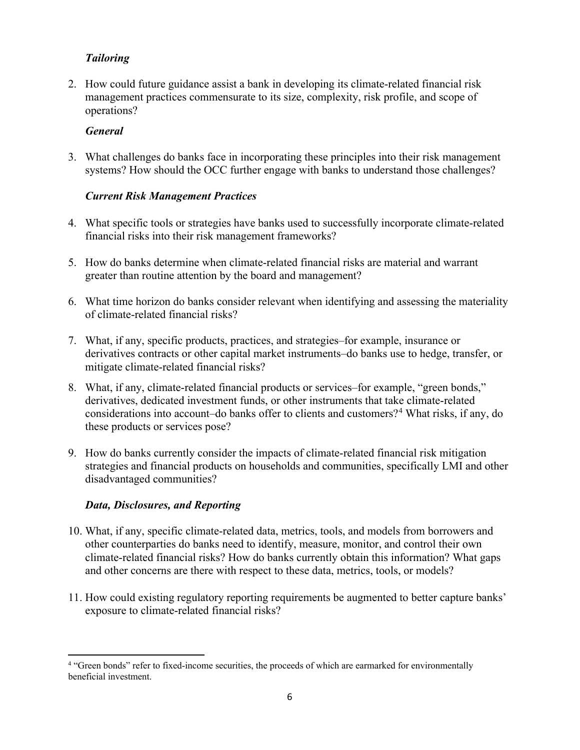*Tailoring*

2. How could future guidance assist a bank in developing its climate-related financial risk management practices commensurate to its size, complexity, risk profile, and scope of operations?

*General*

3. What challenges do banks face in incorporating these principles into their risk management systems? How should the OCC further engage with banks to understand those challenges?

*Current Risk Management Practices*

4. What specific tools or strategies have banks used to successfully incorporate climate-related financial risks into their risk management frameworks?

5. How do banks determine when climate-related financial risks are material and warrant greater than routine attention by the board and management?

6. What time horizon do banks consider relevant when identifying and assessing the materiality of climate-related financial risks?

7. What, if any, specific products, practices, and strategies–for example, insurance or derivatives contracts or other capital market instruments–do banks use to hedge, transfer, or mitigate climate-related financial risks?

8. What, if any, climate-related financial products or services–for example, "green bonds," derivatives, dedicated investment funds, or other instruments that take climate-related considerations into account–do banks offer to clients and customers?[4] What risks, if any, do these products or services pose?

9. How do banks currently consider the impacts of climate-related financial risk mitigation strategies and financial products on households and communities, specifically LMI and other disadvantaged communities?

*Data, Disclosures, and Reporting*

10. What, if any, specific climate-related data, metrics, tools, and models from borrowers and other counterparties do banks need to identify, measure, monitor, and control their own climate-related financial risks? How do banks currently obtain this information? What gaps and other concerns are there with respect to these data, metrics, tools, or models?

11. How could existing regulatory reporting requirements be augmented to better capture banks' exposure to climate-related financial risks?

[4] "Green bonds" refer to fixed-income securities, the proceeds of which are earmarked for environmentally beneficial investment.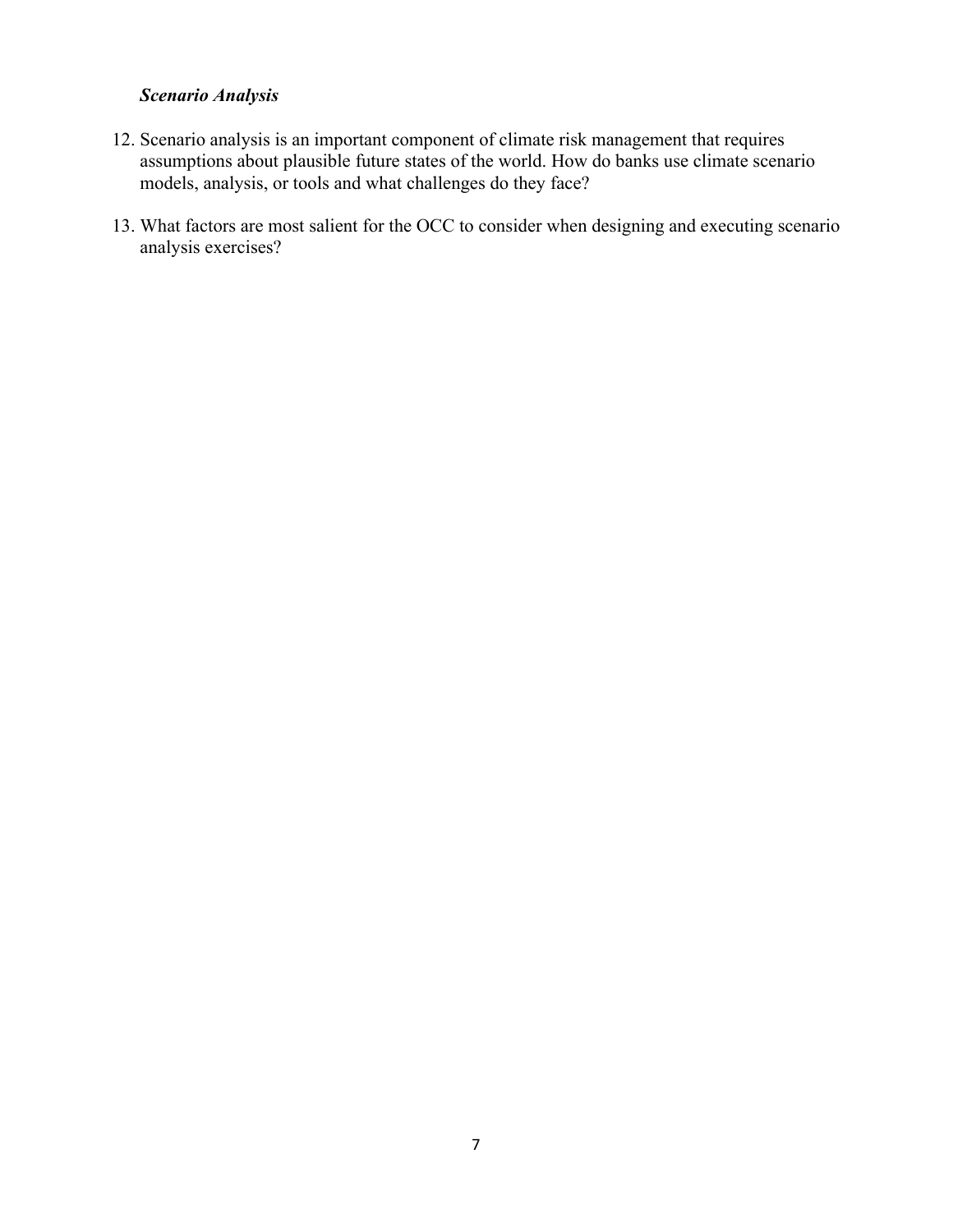***Scenario Analysis***

12. Scenario analysis is an important component of climate risk management that requires assumptions about plausible future states of the world. How do banks use climate scenario models, analysis, or tools and what challenges do they face?

13. What factors are most salient for the OCC to consider when designing and executing scenario analysis exercises?